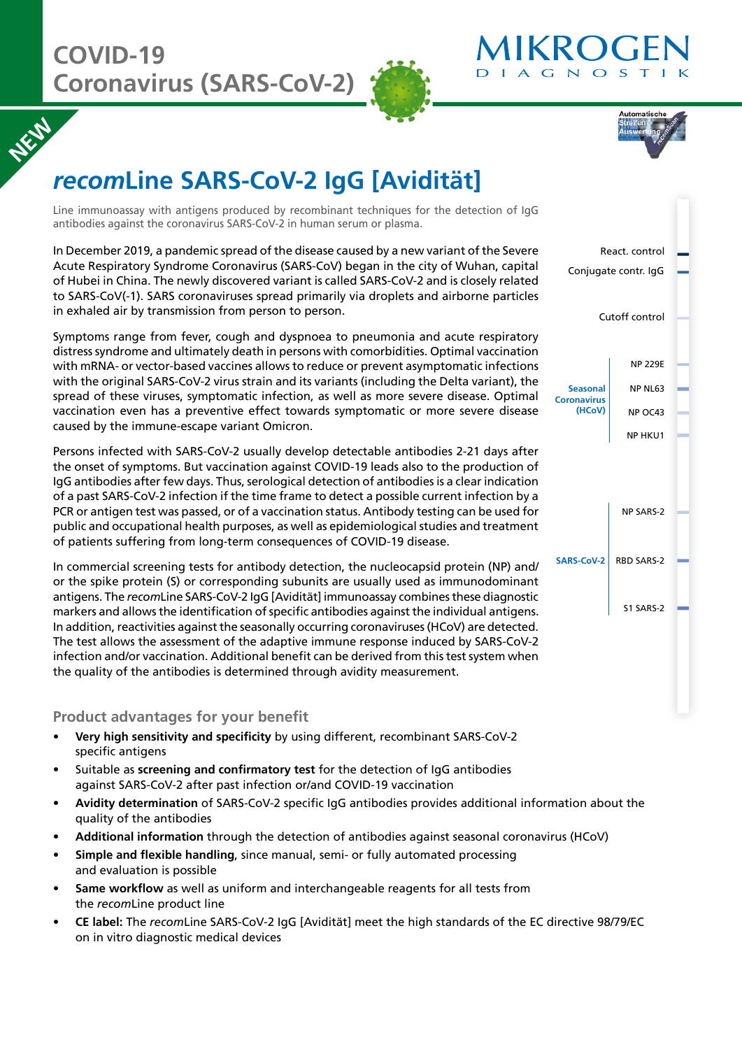# COVID-19 Coronavirus (SARS-CoV-2)

MIKROGEN DIAGNOSTIK

NEW

## *recom*Line SARS-CoV-2 IgG [Avidität]

Line immunoassay with antigens produced by recombinant techniques for the detection of IgG antibodies against the coronavirus SARS-CoV-2 in human serum or plasma.

In December 2019, a pandemic spread of the disease caused by a new variant of the Severe Acute Respiratory Syndrome Coronavirus (SARS-CoV) began in the city of Wuhan, capital of Hubei in China. The newly discovered variant is called SARS-CoV-2 and is closely related to SARS-CoV(-1). SARS coronaviruses spread primarily via droplets and airborne particles in exhaled air by transmission from person to person.

Symptoms range from fever, cough and dyspnoea to pneumonia and acute respiratory distress syndrome and ultimately death in persons with comorbidities. Optimal vaccination with mRNA- or vector-based vaccines allows to reduce or prevent asymptomatic infections with the original SARS-CoV-2 virus strain and its variants (including the Delta variant), the spread of these viruses, symptomatic infection, as well as more severe disease. Optimal vaccination even has a preventive effect towards symptomatic or more severe disease caused by the immune-escape variant Omicron.

Persons infected with SARS-CoV-2 usually develop detectable antibodies 2-21 days after the onset of symptoms. But vaccination against COVID-19 leads also to the production of IgG antibodies after few days. Thus, serological detection of antibodies is a clear indication of a past SARS-CoV-2 infection if the time frame to detect a possible current infection by a PCR or antigen test was passed, or of a vaccination status. Antibody testing can be used for public and occupational health purposes, as well as epidemiological studies and treatment of patients suffering from long-term consequences of COVID-19 disease.

In commercial screening tests for antibody detection, the nucleocapsid protein (NP) and/or the spike protein (S) or corresponding subunits are usually used as immunodominant antigens. The *recom*Line SARS-CoV-2 IgG [Avidität] immunoassay combines these diagnostic markers and allows the identification of specific antibodies against the individual antigens. In addition, reactivities against the seasonally occurring coronaviruses (HCoV) are detected. The test allows the assessment of the adaptive immune response induced by SARS-CoV-2 infection and/or vaccination. Additional benefit can be derived from this test system when the quality of the antibodies is determined through avidity measurement.

Automatische Streifen Auswertung recomScan

React. control
Conjugate contr. IgG
Cutoff control

Seasonal Coronavirus (HCoV): NP 229E, NP NL63, NP OC43, NP HKU1

SARS-CoV-2: NP SARS-2, RBD SARS-2, S1 SARS-2

### Product advantages for your benefit

- **Very high sensitivity and specificity** by using different, recombinant SARS-CoV-2 specific antigens
- Suitable as **screening and confirmatory test** for the detection of IgG antibodies against SARS-CoV-2 after past infection or/and COVID-19 vaccination
- **Avidity determination** of SARS-CoV-2 specific IgG antibodies provides additional information about the quality of the antibodies
- **Additional information** through the detection of antibodies against seasonal coronavirus (HCoV)
- **Simple and flexible handling**, since manual, semi- or fully automated processing and evaluation is possible
- **Same workflow** as well as uniform and interchangeable reagents for all tests from the *recom*Line product line
- **CE label:** The *recom*Line SARS-CoV-2 IgG [Avidität] meet the high standards of the EC directive 98/79/EC on in vitro diagnostic medical devices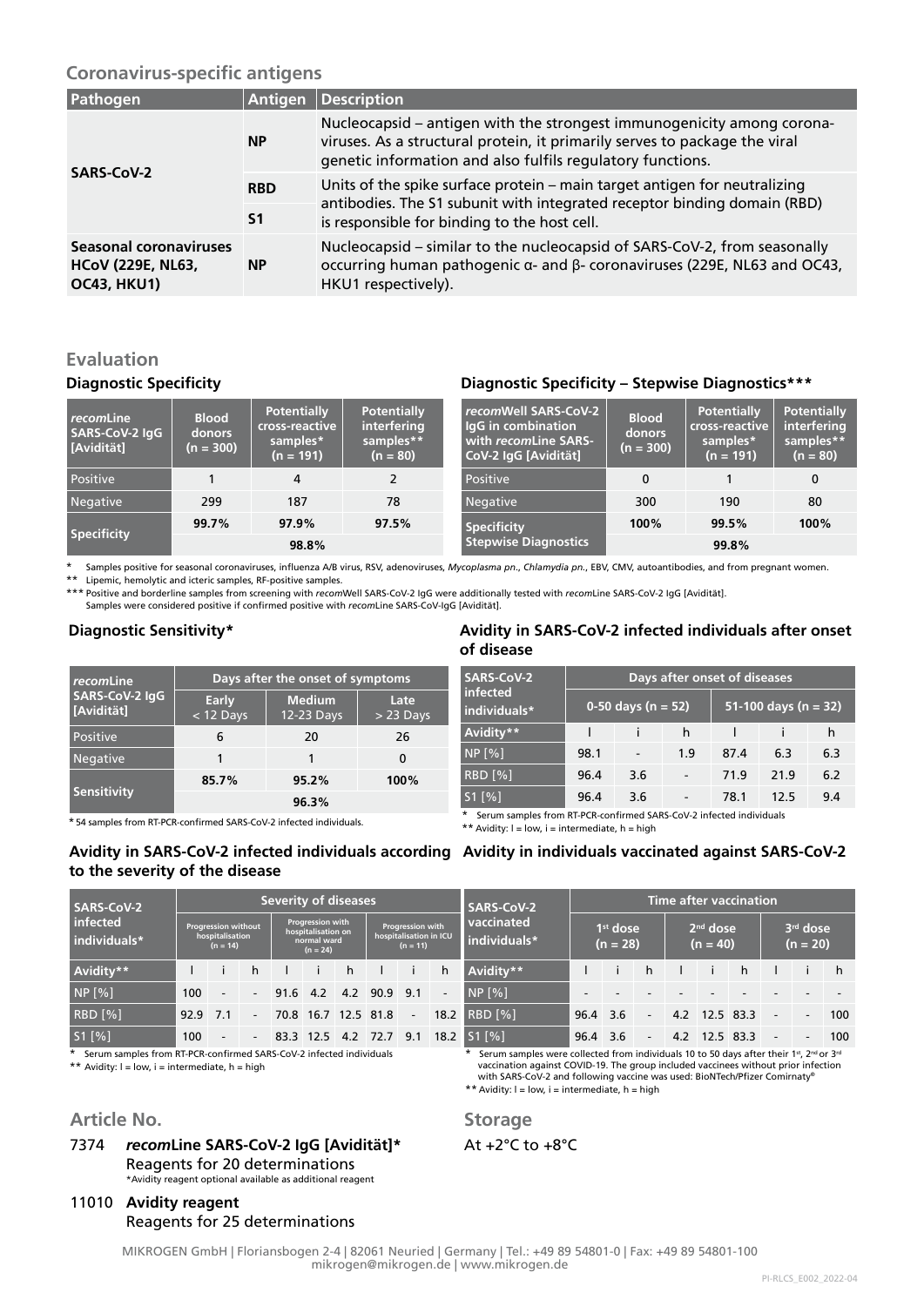## Coronavirus-specific antigens

| Pathogen | Antigen | Description |
|---|---|---|
| **SARS-CoV-2** | **NP** | Nucleocapsid – antigen with the strongest immunogenicity among coronaviruses. As a structural protein, it primarily serves to package the viral genetic information and also fulfils regulatory functions. |
| | **RBD** | Units of the spike surface protein – main target antigen for neutralizing antibodies. The S1 subunit with integrated receptor binding domain (RBD) is responsible for binding to the host cell. |
| | **S1** | |
| **Seasonal coronaviruses HCoV (229E, NL63, OC43, HKU1)** | **NP** | Nucleocapsid – similar to the nucleocapsid of SARS-CoV-2, from seasonally occurring human pathogenic α- and β- coronaviruses (229E, NL63 and OC43, HKU1 respectively). |

## Evaluation

### Diagnostic Specificity

| *recom*Line SARS-CoV-2 IgG [Avidität] | Blood donors (n = 300) | Potentially cross-reactive samples* (n = 191) | Potentially interfering samples** (n = 80) |
|---|---|---|---|
| Positive | 1 | 4 | 2 |
| Negative | 299 | 187 | 78 |
| Specificity | 99.7% | 97.9% | 97.5% |
| | 98.8% | | |

### Diagnostic Specificity – Stepwise Diagnostics***

| *recom*Well SARS-CoV-2 IgG in combination with *recom*Line SARS-CoV-2 IgG [Avidität] | Blood donors (n = 300) | Potentially cross-reactive samples* (n = 191) | Potentially interfering samples** (n = 80) |
|---|---|---|---|
| Positive | 0 | 1 | 0 |
| Negative | 300 | 190 | 80 |
| Specificity Stepwise Diagnostics | 100% | 99.5% | 100% |
| | 99.8% | | |

\* Samples positive for seasonal coronaviruses, influenza A/B virus, RSV, adenoviruses, *Mycoplasma pn.*, *Chlamydia pn.*, EBV, CMV, autoantibodies, and from pregnant women.
** Lipemic, hemolytic and icteric samples, RF-positive samples.
*** Positive and borderline samples from screening with *recom*Well SARS-CoV-2 IgG were additionally tested with *recom*Line SARS-CoV-2 IgG [Avidität]. Samples were considered positive if confirmed positive with *recom*Line SARS-CoV-IgG [Avidität].

### Diagnostic Sensitivity*

| *recom*Line SARS-CoV-2 IgG [Avidität] | Days after the onset of symptoms | | |
|---|---|---|---|
| | Early < 12 Days | Medium 12-23 Days | Late > 23 Days |
| Positive | 6 | 20 | 26 |
| Negative | 1 | 1 | 0 |
| Sensitivity | 85.7% | 95.2% | 100% |
| | 96.3% | | |

\* 54 samples from RT-PCR-confirmed SARS-CoV-2 infected individuals.

### Avidity in SARS-CoV-2 infected individuals after onset of disease

| SARS-CoV-2 infected individuals* | Days after onset of diseases | | | | | |
|---|---|---|---|---|---|---|
| | 0-50 days (n = 52) | | | 51-100 days (n = 32) | | |
| Avidity** | l | i | h | l | i | h |
| NP [%] | 98.1 | - | 1.9 | 87.4 | 6.3 | 6.3 |
| RBD [%] | 96.4 | 3.6 | - | 71.9 | 21.9 | 6.2 |
| S1 [%] | 96.4 | 3.6 | - | 78.1 | 12.5 | 9.4 |

\* Serum samples from RT-PCR-confirmed SARS-CoV-2 infected individuals
** Avidity: l = low, i = intermediate, h = high

### Avidity in SARS-CoV-2 infected individuals according to the severity of the disease

| SARS-CoV-2 infected individuals* | Severity of diseases | | | | | | | | |
|---|---|---|---|---|---|---|---|---|---|
| | Progression without hospitalisation (n = 14) | | | Progression with hospitalisation on normal ward (n = 24) | | | Progression with hospitalisation in ICU (n = 11) | | |
| Avidity** | l | i | h | l | i | h | l | i | h |
| NP [%] | 100 | - | - | 91.6 | 4.2 | 4.2 | 90.9 | 9.1 | - |
| RBD [%] | 92.9 | 7.1 | - | 70.8 | 16.7 | 12.5 | 81.8 | - | 18.2 |
| S1 [%] | 100 | - | - | 83.3 | 12.5 | 4.2 | 72.7 | 9.1 | 18.2 |

\* Serum samples from RT-PCR-confirmed SARS-CoV-2 infected individuals
** Avidity: l = low, i = intermediate, h = high

### Avidity in individuals vaccinated against SARS-CoV-2

| SARS-CoV-2 vaccinated individuals* | Time after vaccination | | | | | | | | |
|---|---|---|---|---|---|---|---|---|---|
| | 1st dose (n = 28) | | | 2nd dose (n = 40) | | | 3rd dose (n = 20) | | |
| Avidity** | l | i | h | l | i | h | l | i | h |
| NP [%] | - | - | - | - | - | - | - | - | - |
| RBD [%] | 96.4 | 3.6 | - | 4.2 | 12.5 | 83.3 | - | - | 100 |
| S1 [%] | 96.4 | 3.6 | - | 4.2 | 12.5 | 83.3 | - | - | 100 |

\* Serum samples were collected from individuals 10 to 50 days after their 1st, 2nd or 3rd vaccination against COVID-19. The group included vaccinees without prior infection with SARS-CoV-2 and following vaccine was used: BioNTech/Pfizer Comirnaty®
** Avidity: l = low, i = intermediate, h = high

## Article No.

7374 ***recom*Line SARS-CoV-2 IgG [Avidität]***
Reagents for 20 determinations
\*Avidity reagent optional available as additional reagent

11010 **Avidity reagent**
Reagents for 25 determinations

## Storage

At +2°C to +8°C

MIKROGEN GmbH | Floriansbogen 2-4 | 82061 Neuried | Germany | Tel.: +49 89 54801-0 | Fax: +49 89 54801-100
mikrogen@mikrogen.de | www.mikrogen.de

PI-RLCS_E002_2022-04